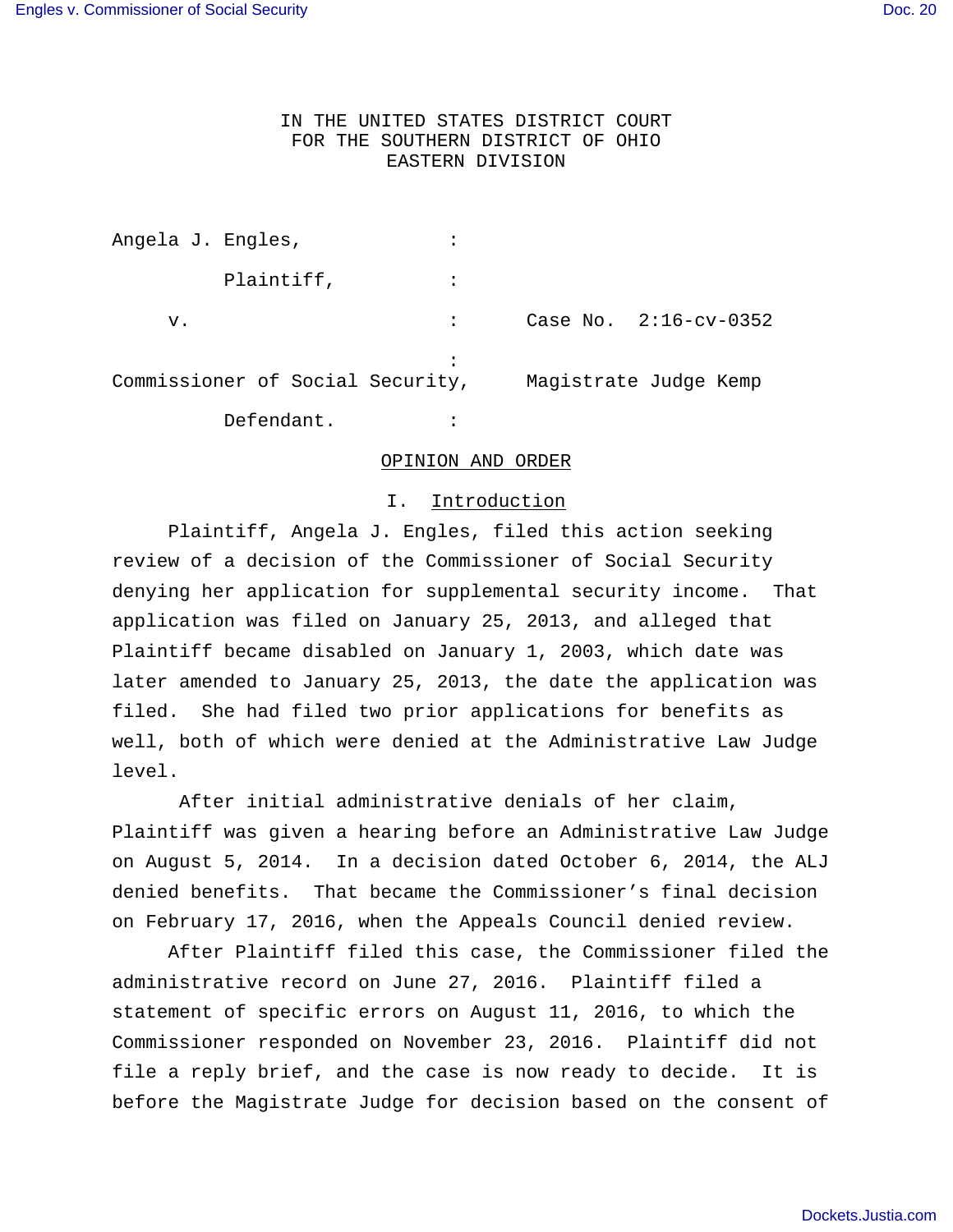IN THE UNITED STATES DISTRICT COURT
FOR THE SOUTHERN DISTRICT OF OHIO
EASTERN DIVISION

Angela J. Engles, :

Plaintiff, :

v. : Case No. 2:16-cv-0352

:

Commissioner of Social Security, Magistrate Judge Kemp

Defendant. :

## OPINION AND ORDER

### I. Introduction

Plaintiff, Angela J. Engles, filed this action seeking review of a decision of the Commissioner of Social Security denying her application for supplemental security income. That application was filed on January 25, 2013, and alleged that Plaintiff became disabled on January 1, 2003, which date was later amended to January 25, 2013, the date the application was filed. She had filed two prior applications for benefits as well, both of which were denied at the Administrative Law Judge level.

After initial administrative denials of her claim, Plaintiff was given a hearing before an Administrative Law Judge on August 5, 2014. In a decision dated October 6, 2014, the ALJ denied benefits. That became the Commissioner's final decision on February 17, 2016, when the Appeals Council denied review.

After Plaintiff filed this case, the Commissioner filed the administrative record on June 27, 2016. Plaintiff filed a statement of specific errors on August 11, 2016, to which the Commissioner responded on November 23, 2016. Plaintiff did not file a reply brief, and the case is now ready to decide. It is before the Magistrate Judge for decision based on the consent of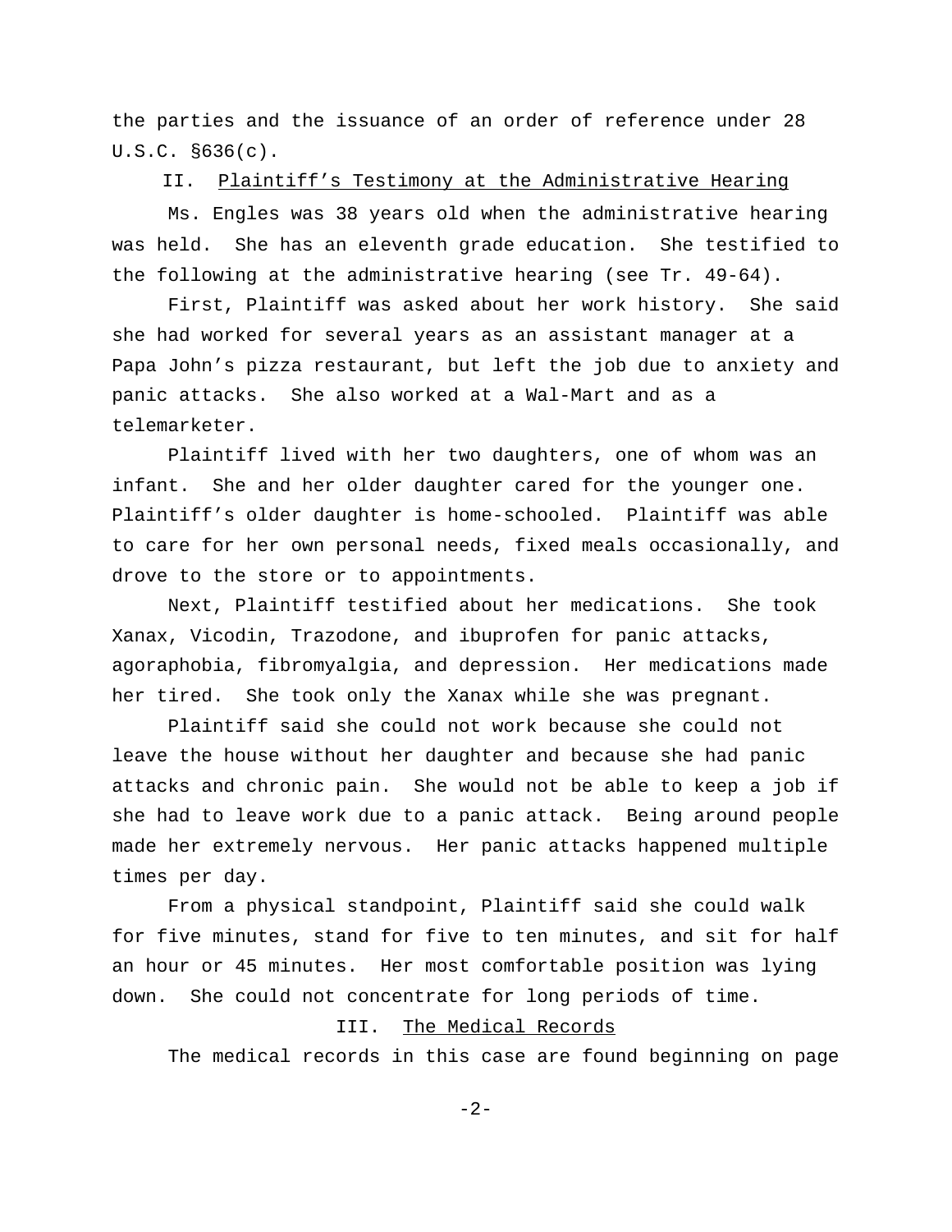the parties and the issuance of an order of reference under 28 U.S.C. §636(c).

## II. Plaintiff's Testimony at the Administrative Hearing

Ms. Engles was 38 years old when the administrative hearing was held. She has an eleventh grade education. She testified to the following at the administrative hearing (see Tr. 49-64).

First, Plaintiff was asked about her work history. She said she had worked for several years as an assistant manager at a Papa John's pizza restaurant, but left the job due to anxiety and panic attacks. She also worked at a Wal-Mart and as a telemarketer.

Plaintiff lived with her two daughters, one of whom was an infant. She and her older daughter cared for the younger one. Plaintiff's older daughter is home-schooled. Plaintiff was able to care for her own personal needs, fixed meals occasionally, and drove to the store or to appointments.

Next, Plaintiff testified about her medications. She took Xanax, Vicodin, Trazodone, and ibuprofen for panic attacks, agoraphobia, fibromyalgia, and depression. Her medications made her tired. She took only the Xanax while she was pregnant.

Plaintiff said she could not work because she could not leave the house without her daughter and because she had panic attacks and chronic pain. She would not be able to keep a job if she had to leave work due to a panic attack. Being around people made her extremely nervous. Her panic attacks happened multiple times per day.

From a physical standpoint, Plaintiff said she could walk for five minutes, stand for five to ten minutes, and sit for half an hour or 45 minutes. Her most comfortable position was lying down. She could not concentrate for long periods of time.

## III. The Medical Records

The medical records in this case are found beginning on page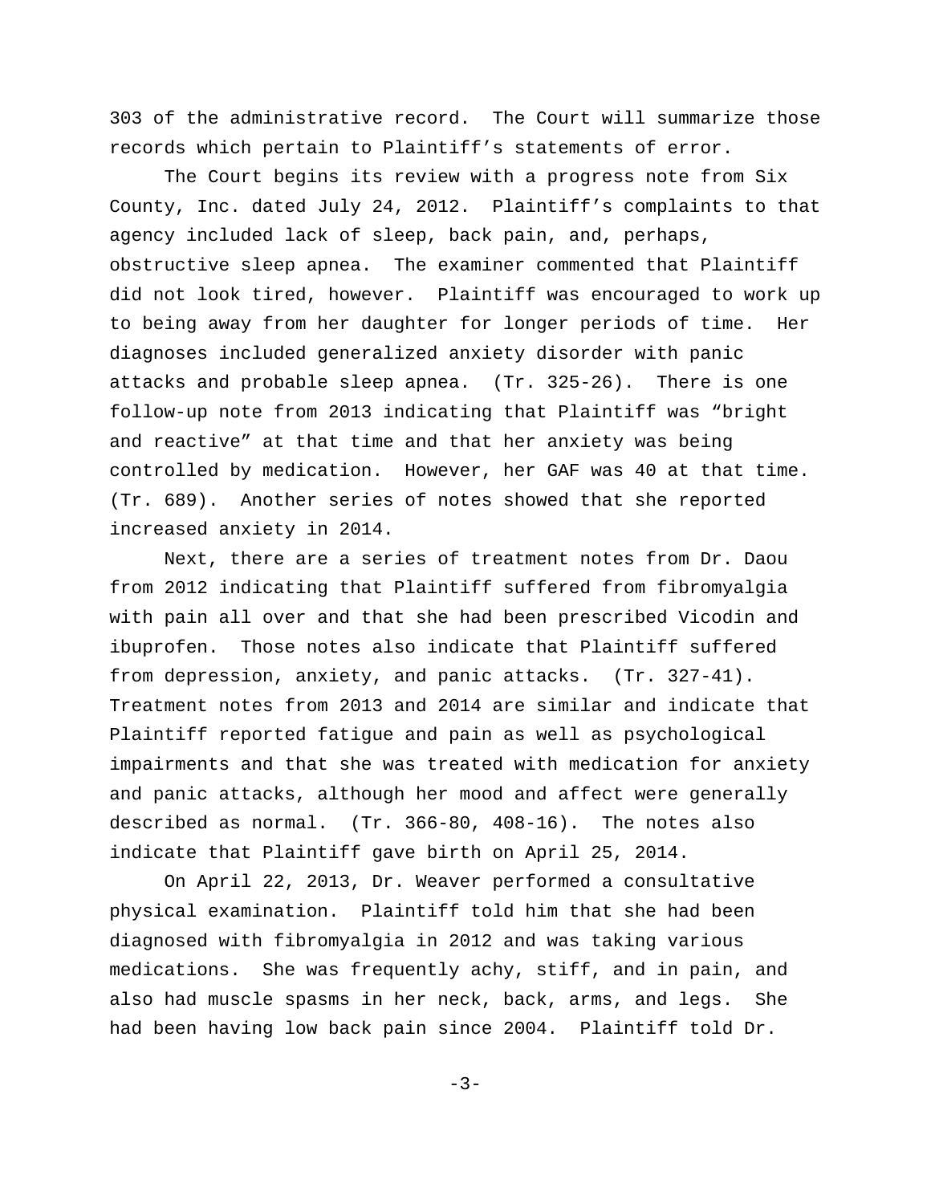303 of the administrative record. The Court will summarize those records which pertain to Plaintiff's statements of error.

The Court begins its review with a progress note from Six County, Inc. dated July 24, 2012. Plaintiff's complaints to that agency included lack of sleep, back pain, and, perhaps, obstructive sleep apnea. The examiner commented that Plaintiff did not look tired, however. Plaintiff was encouraged to work up to being away from her daughter for longer periods of time. Her diagnoses included generalized anxiety disorder with panic attacks and probable sleep apnea. (Tr. 325-26). There is one follow-up note from 2013 indicating that Plaintiff was "bright and reactive" at that time and that her anxiety was being controlled by medication. However, her GAF was 40 at that time. (Tr. 689). Another series of notes showed that she reported increased anxiety in 2014.

Next, there are a series of treatment notes from Dr. Daou from 2012 indicating that Plaintiff suffered from fibromyalgia with pain all over and that she had been prescribed Vicodin and ibuprofen. Those notes also indicate that Plaintiff suffered from depression, anxiety, and panic attacks. (Tr. 327-41). Treatment notes from 2013 and 2014 are similar and indicate that Plaintiff reported fatigue and pain as well as psychological impairments and that she was treated with medication for anxiety and panic attacks, although her mood and affect were generally described as normal. (Tr. 366-80, 408-16). The notes also indicate that Plaintiff gave birth on April 25, 2014.

On April 22, 2013, Dr. Weaver performed a consultative physical examination. Plaintiff told him that she had been diagnosed with fibromyalgia in 2012 and was taking various medications. She was frequently achy, stiff, and in pain, and also had muscle spasms in her neck, back, arms, and legs. She had been having low back pain since 2004. Plaintiff told Dr.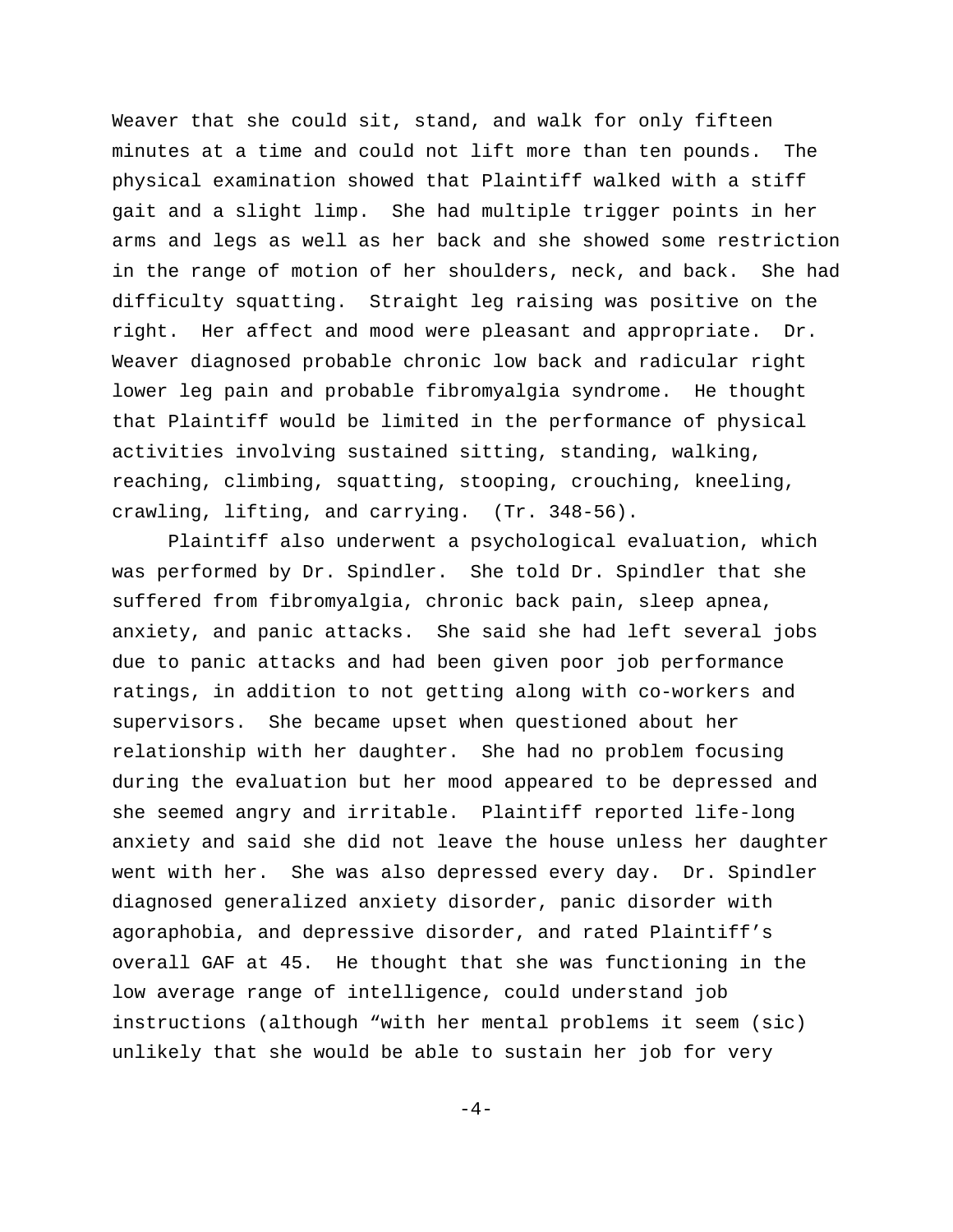Weaver that she could sit, stand, and walk for only fifteen minutes at a time and could not lift more than ten pounds. The physical examination showed that Plaintiff walked with a stiff gait and a slight limp. She had multiple trigger points in her arms and legs as well as her back and she showed some restriction in the range of motion of her shoulders, neck, and back. She had difficulty squatting. Straight leg raising was positive on the right. Her affect and mood were pleasant and appropriate. Dr. Weaver diagnosed probable chronic low back and radicular right lower leg pain and probable fibromyalgia syndrome. He thought that Plaintiff would be limited in the performance of physical activities involving sustained sitting, standing, walking, reaching, climbing, squatting, stooping, crouching, kneeling, crawling, lifting, and carrying. (Tr. 348-56).

Plaintiff also underwent a psychological evaluation, which was performed by Dr. Spindler. She told Dr. Spindler that she suffered from fibromyalgia, chronic back pain, sleep apnea, anxiety, and panic attacks. She said she had left several jobs due to panic attacks and had been given poor job performance ratings, in addition to not getting along with co-workers and supervisors. She became upset when questioned about her relationship with her daughter. She had no problem focusing during the evaluation but her mood appeared to be depressed and she seemed angry and irritable. Plaintiff reported life-long anxiety and said she did not leave the house unless her daughter went with her. She was also depressed every day. Dr. Spindler diagnosed generalized anxiety disorder, panic disorder with agoraphobia, and depressive disorder, and rated Plaintiff's overall GAF at 45. He thought that she was functioning in the low average range of intelligence, could understand job instructions (although "with her mental problems it seem (sic) unlikely that she would be able to sustain her job for very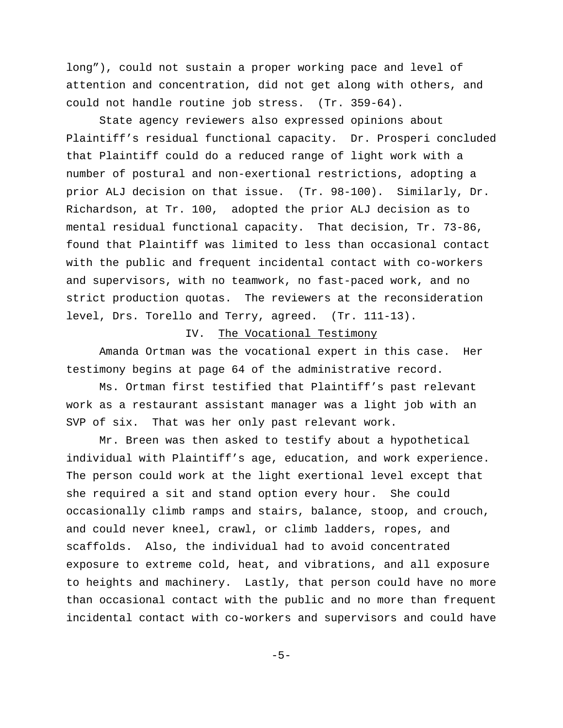long"), could not sustain a proper working pace and level of attention and concentration, did not get along with others, and could not handle routine job stress. (Tr. 359-64).

State agency reviewers also expressed opinions about Plaintiff's residual functional capacity. Dr. Prosperi concluded that Plaintiff could do a reduced range of light work with a number of postural and non-exertional restrictions, adopting a prior ALJ decision on that issue. (Tr. 98-100). Similarly, Dr. Richardson, at Tr. 100, adopted the prior ALJ decision as to mental residual functional capacity. That decision, Tr. 73-86, found that Plaintiff was limited to less than occasional contact with the public and frequent incidental contact with co-workers and supervisors, with no teamwork, no fast-paced work, and no strict production quotas. The reviewers at the reconsideration level, Drs. Torello and Terry, agreed. (Tr. 111-13).

## IV. The Vocational Testimony

Amanda Ortman was the vocational expert in this case. Her testimony begins at page 64 of the administrative record.

Ms. Ortman first testified that Plaintiff's past relevant work as a restaurant assistant manager was a light job with an SVP of six. That was her only past relevant work.

Mr. Breen was then asked to testify about a hypothetical individual with Plaintiff's age, education, and work experience. The person could work at the light exertional level except that she required a sit and stand option every hour. She could occasionally climb ramps and stairs, balance, stoop, and crouch, and could never kneel, crawl, or climb ladders, ropes, and scaffolds. Also, the individual had to avoid concentrated exposure to extreme cold, heat, and vibrations, and all exposure to heights and machinery. Lastly, that person could have no more than occasional contact with the public and no more than frequent incidental contact with co-workers and supervisors and could have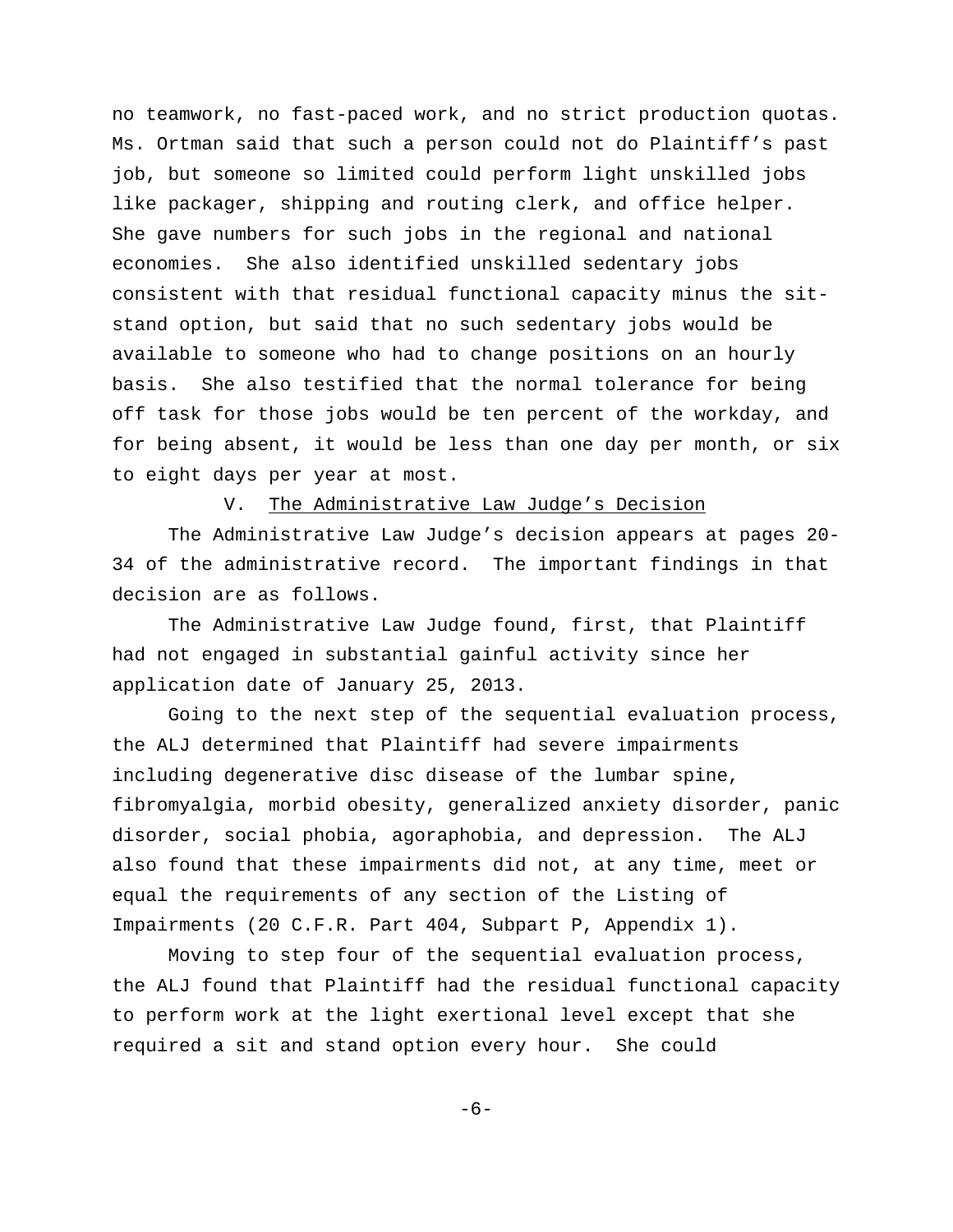no teamwork, no fast-paced work, and no strict production quotas. Ms. Ortman said that such a person could not do Plaintiff's past job, but someone so limited could perform light unskilled jobs like packager, shipping and routing clerk, and office helper. She gave numbers for such jobs in the regional and national economies. She also identified unskilled sedentary jobs consistent with that residual functional capacity minus the sit-stand option, but said that no such sedentary jobs would be available to someone who had to change positions on an hourly basis. She also testified that the normal tolerance for being off task for those jobs would be ten percent of the workday, and for being absent, it would be less than one day per month, or six to eight days per year at most.

## V. The Administrative Law Judge's Decision

The Administrative Law Judge's decision appears at pages 20-34 of the administrative record. The important findings in that decision are as follows.

The Administrative Law Judge found, first, that Plaintiff had not engaged in substantial gainful activity since her application date of January 25, 2013.

Going to the next step of the sequential evaluation process, the ALJ determined that Plaintiff had severe impairments including degenerative disc disease of the lumbar spine, fibromyalgia, morbid obesity, generalized anxiety disorder, panic disorder, social phobia, agoraphobia, and depression. The ALJ also found that these impairments did not, at any time, meet or equal the requirements of any section of the Listing of Impairments (20 C.F.R. Part 404, Subpart P, Appendix 1).

Moving to step four of the sequential evaluation process, the ALJ found that Plaintiff had the residual functional capacity to perform work at the light exertional level except that she required a sit and stand option every hour. She could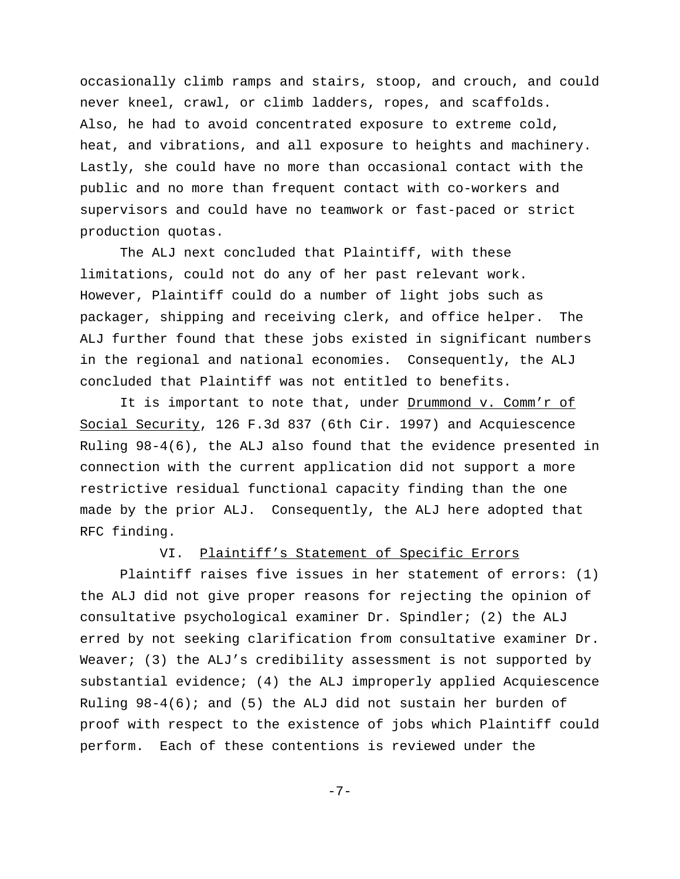occasionally climb ramps and stairs, stoop, and crouch, and could never kneel, crawl, or climb ladders, ropes, and scaffolds. Also, he had to avoid concentrated exposure to extreme cold, heat, and vibrations, and all exposure to heights and machinery. Lastly, she could have no more than occasional contact with the public and no more than frequent contact with co-workers and supervisors and could have no teamwork or fast-paced or strict production quotas.

The ALJ next concluded that Plaintiff, with these limitations, could not do any of her past relevant work. However, Plaintiff could do a number of light jobs such as packager, shipping and receiving clerk, and office helper. The ALJ further found that these jobs existed in significant numbers in the regional and national economies. Consequently, the ALJ concluded that Plaintiff was not entitled to benefits.

It is important to note that, under Drummond v. Comm'r of Social Security, 126 F.3d 837 (6th Cir. 1997) and Acquiescence Ruling 98-4(6), the ALJ also found that the evidence presented in connection with the current application did not support a more restrictive residual functional capacity finding than the one made by the prior ALJ. Consequently, the ALJ here adopted that RFC finding.

## VI. Plaintiff's Statement of Specific Errors

Plaintiff raises five issues in her statement of errors: (1) the ALJ did not give proper reasons for rejecting the opinion of consultative psychological examiner Dr. Spindler; (2) the ALJ erred by not seeking clarification from consultative examiner Dr. Weaver; (3) the ALJ's credibility assessment is not supported by substantial evidence; (4) the ALJ improperly applied Acquiescence Ruling 98-4(6); and (5) the ALJ did not sustain her burden of proof with respect to the existence of jobs which Plaintiff could perform. Each of these contentions is reviewed under the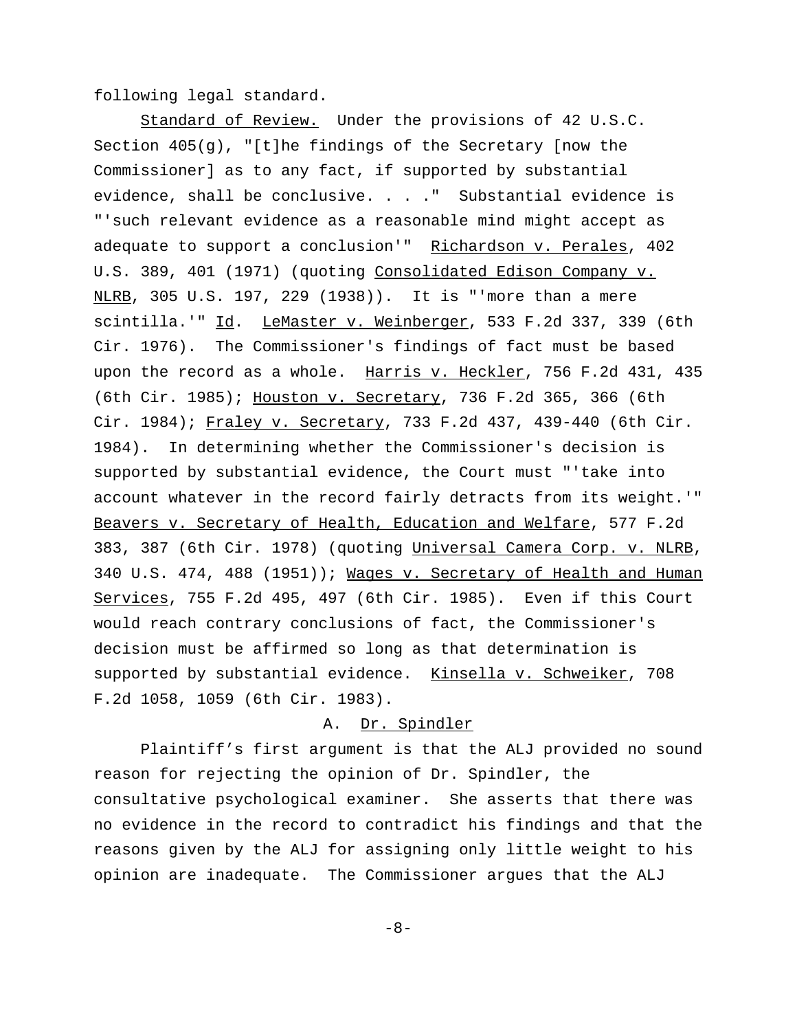following legal standard.

Standard of Review. Under the provisions of 42 U.S.C. Section 405(g), "[t]he findings of the Secretary [now the Commissioner] as to any fact, if supported by substantial evidence, shall be conclusive. . . ." Substantial evidence is "'such relevant evidence as a reasonable mind might accept as adequate to support a conclusion'" Richardson v. Perales, 402 U.S. 389, 401 (1971) (quoting Consolidated Edison Company v. NLRB, 305 U.S. 197, 229 (1938)). It is "'more than a mere scintilla.'" Id. LeMaster v. Weinberger, 533 F.2d 337, 339 (6th Cir. 1976). The Commissioner's findings of fact must be based upon the record as a whole. Harris v. Heckler, 756 F.2d 431, 435 (6th Cir. 1985); Houston v. Secretary, 736 F.2d 365, 366 (6th Cir. 1984); Fraley v. Secretary, 733 F.2d 437, 439-440 (6th Cir. 1984). In determining whether the Commissioner's decision is supported by substantial evidence, the Court must "'take into account whatever in the record fairly detracts from its weight.'" Beavers v. Secretary of Health, Education and Welfare, 577 F.2d 383, 387 (6th Cir. 1978) (quoting Universal Camera Corp. v. NLRB, 340 U.S. 474, 488 (1951)); Wages v. Secretary of Health and Human Services, 755 F.2d 495, 497 (6th Cir. 1985). Even if this Court would reach contrary conclusions of fact, the Commissioner's decision must be affirmed so long as that determination is supported by substantial evidence. Kinsella v. Schweiker, 708 F.2d 1058, 1059 (6th Cir. 1983).

### A. Dr. Spindler

Plaintiff's first argument is that the ALJ provided no sound reason for rejecting the opinion of Dr. Spindler, the consultative psychological examiner. She asserts that there was no evidence in the record to contradict his findings and that the reasons given by the ALJ for assigning only little weight to his opinion are inadequate. The Commissioner argues that the ALJ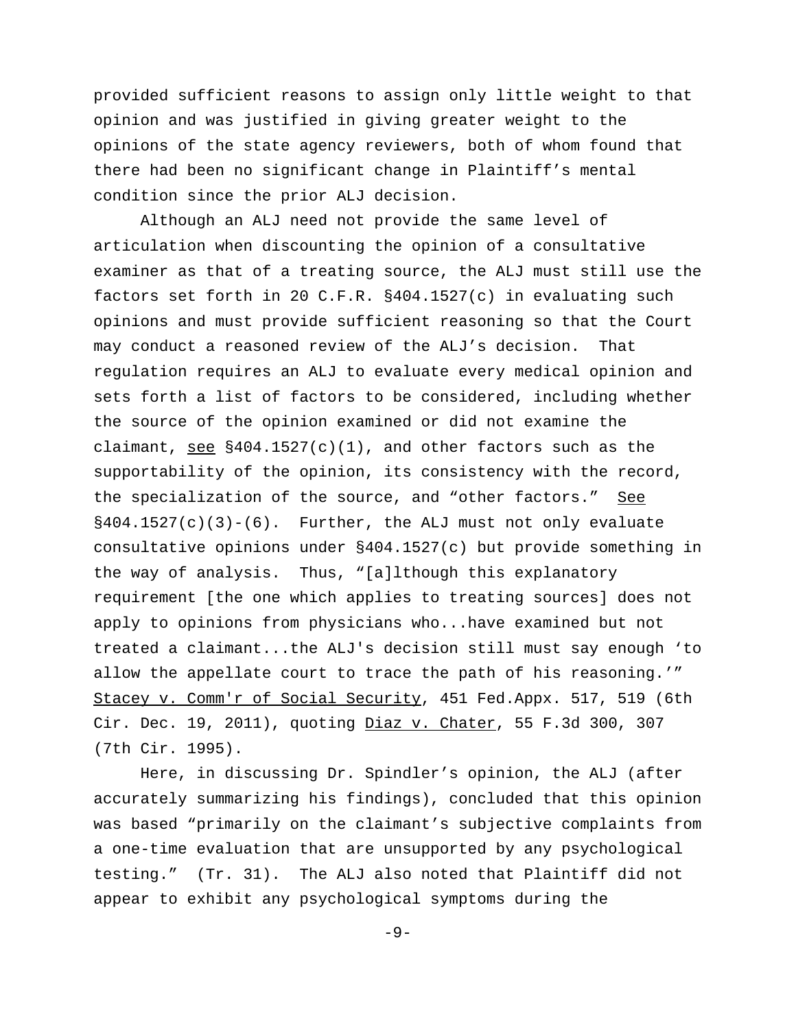provided sufficient reasons to assign only little weight to that opinion and was justified in giving greater weight to the opinions of the state agency reviewers, both of whom found that there had been no significant change in Plaintiff's mental condition since the prior ALJ decision.

Although an ALJ need not provide the same level of articulation when discounting the opinion of a consultative examiner as that of a treating source, the ALJ must still use the factors set forth in 20 C.F.R. §404.1527(c) in evaluating such opinions and must provide sufficient reasoning so that the Court may conduct a reasoned review of the ALJ's decision. That regulation requires an ALJ to evaluate every medical opinion and sets forth a list of factors to be considered, including whether the source of the opinion examined or did not examine the claimant, see §404.1527(c)(1), and other factors such as the supportability of the opinion, its consistency with the record, the specialization of the source, and "other factors." See §404.1527(c)(3)-(6). Further, the ALJ must not only evaluate consultative opinions under §404.1527(c) but provide something in the way of analysis. Thus, "[a]lthough this explanatory requirement [the one which applies to treating sources] does not apply to opinions from physicians who...have examined but not treated a claimant...the ALJ's decision still must say enough 'to allow the appellate court to trace the path of his reasoning.'" Stacey v. Comm'r of Social Security, 451 Fed.Appx. 517, 519 (6th Cir. Dec. 19, 2011), quoting Diaz v. Chater, 55 F.3d 300, 307 (7th Cir. 1995).

Here, in discussing Dr. Spindler's opinion, the ALJ (after accurately summarizing his findings), concluded that this opinion was based "primarily on the claimant's subjective complaints from a one-time evaluation that are unsupported by any psychological testing." (Tr. 31). The ALJ also noted that Plaintiff did not appear to exhibit any psychological symptoms during the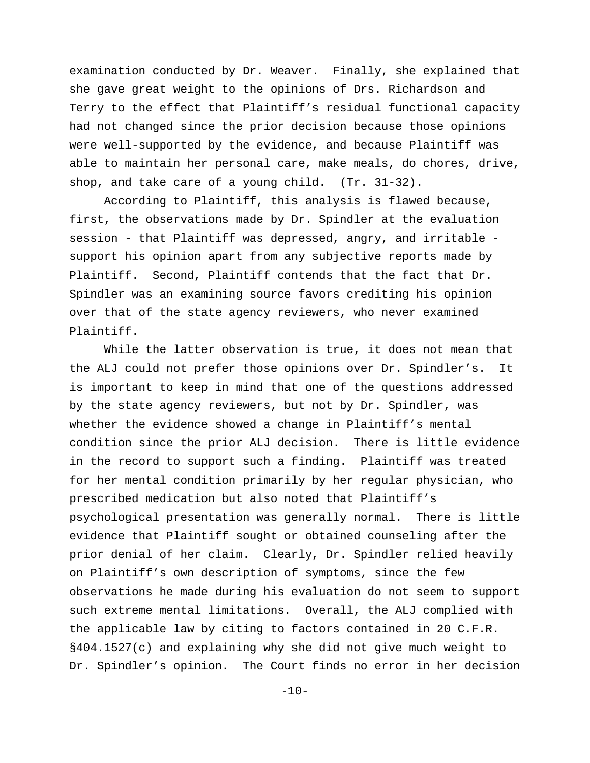examination conducted by Dr. Weaver. Finally, she explained that she gave great weight to the opinions of Drs. Richardson and Terry to the effect that Plaintiff's residual functional capacity had not changed since the prior decision because those opinions were well-supported by the evidence, and because Plaintiff was able to maintain her personal care, make meals, do chores, drive, shop, and take care of a young child. (Tr. 31-32).

According to Plaintiff, this analysis is flawed because, first, the observations made by Dr. Spindler at the evaluation session - that Plaintiff was depressed, angry, and irritable - support his opinion apart from any subjective reports made by Plaintiff. Second, Plaintiff contends that the fact that Dr. Spindler was an examining source favors crediting his opinion over that of the state agency reviewers, who never examined Plaintiff.

While the latter observation is true, it does not mean that the ALJ could not prefer those opinions over Dr. Spindler's. It is important to keep in mind that one of the questions addressed by the state agency reviewers, but not by Dr. Spindler, was whether the evidence showed a change in Plaintiff's mental condition since the prior ALJ decision. There is little evidence in the record to support such a finding. Plaintiff was treated for her mental condition primarily by her regular physician, who prescribed medication but also noted that Plaintiff's psychological presentation was generally normal. There is little evidence that Plaintiff sought or obtained counseling after the prior denial of her claim. Clearly, Dr. Spindler relied heavily on Plaintiff's own description of symptoms, since the few observations he made during his evaluation do not seem to support such extreme mental limitations. Overall, the ALJ complied with the applicable law by citing to factors contained in 20 C.F.R. §404.1527(c) and explaining why she did not give much weight to Dr. Spindler's opinion. The Court finds no error in her decision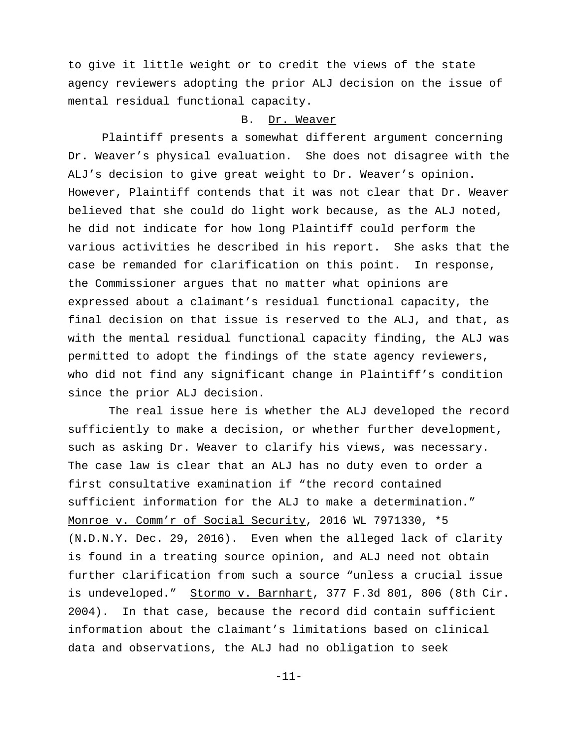to give it little weight or to credit the views of the state agency reviewers adopting the prior ALJ decision on the issue of mental residual functional capacity.

### B. Dr. Weaver

Plaintiff presents a somewhat different argument concerning Dr. Weaver's physical evaluation. She does not disagree with the ALJ's decision to give great weight to Dr. Weaver's opinion. However, Plaintiff contends that it was not clear that Dr. Weaver believed that she could do light work because, as the ALJ noted, he did not indicate for how long Plaintiff could perform the various activities he described in his report. She asks that the case be remanded for clarification on this point. In response, the Commissioner argues that no matter what opinions are expressed about a claimant's residual functional capacity, the final decision on that issue is reserved to the ALJ, and that, as with the mental residual functional capacity finding, the ALJ was permitted to adopt the findings of the state agency reviewers, who did not find any significant change in Plaintiff's condition since the prior ALJ decision.

The real issue here is whether the ALJ developed the record sufficiently to make a decision, or whether further development, such as asking Dr. Weaver to clarify his views, was necessary. The case law is clear that an ALJ has no duty even to order a first consultative examination if "the record contained sufficient information for the ALJ to make a determination." Monroe v. Comm'r of Social Security, 2016 WL 7971330, *5 (N.D.N.Y. Dec. 29, 2016). Even when the alleged lack of clarity is found in a treating source opinion, and ALJ need not obtain further clarification from such a source "unless a crucial issue is undeveloped." Stormo v. Barnhart, 377 F.3d 801, 806 (8th Cir. 2004). In that case, because the record did contain sufficient information about the claimant's limitations based on clinical data and observations, the ALJ had no obligation to seek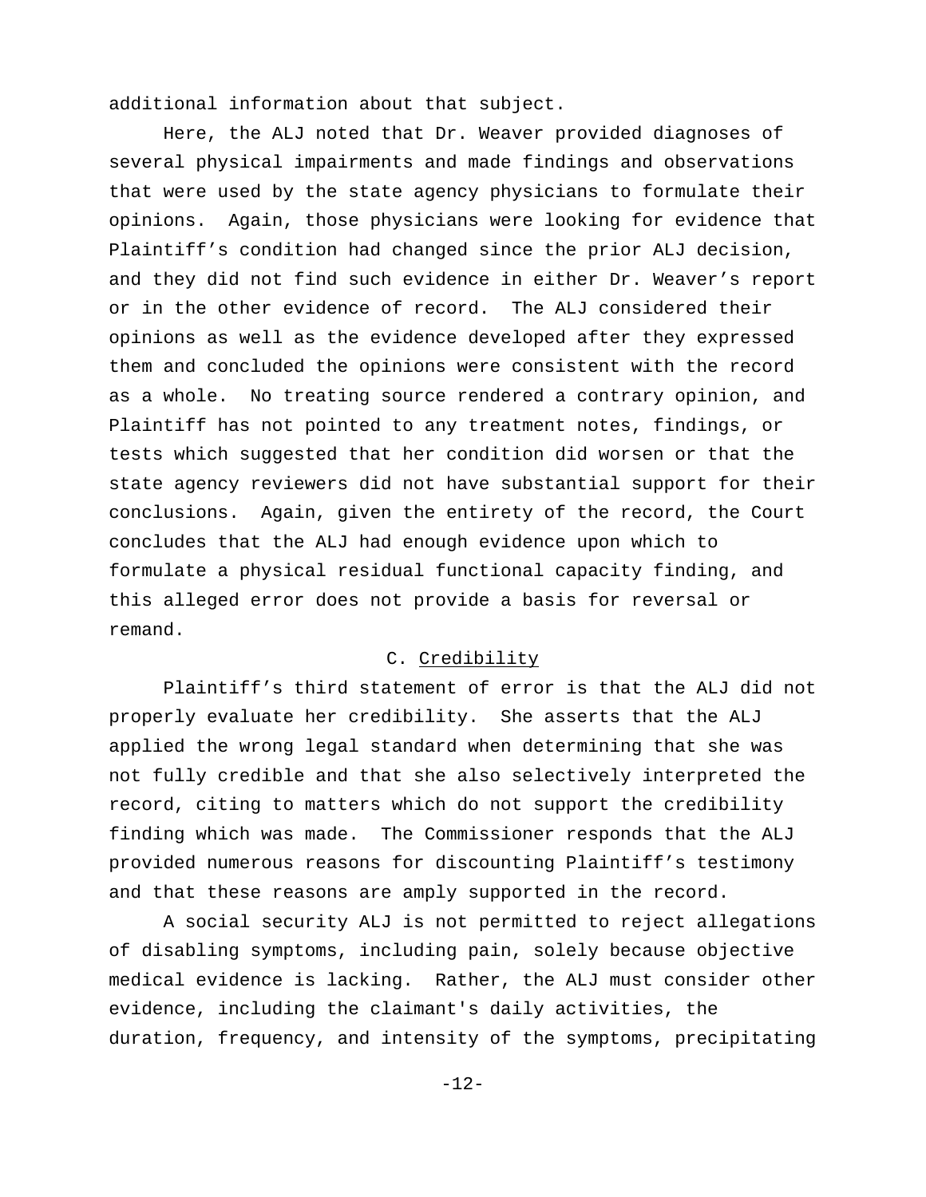additional information about that subject.

Here, the ALJ noted that Dr. Weaver provided diagnoses of several physical impairments and made findings and observations that were used by the state agency physicians to formulate their opinions. Again, those physicians were looking for evidence that Plaintiff's condition had changed since the prior ALJ decision, and they did not find such evidence in either Dr. Weaver's report or in the other evidence of record. The ALJ considered their opinions as well as the evidence developed after they expressed them and concluded the opinions were consistent with the record as a whole. No treating source rendered a contrary opinion, and Plaintiff has not pointed to any treatment notes, findings, or tests which suggested that her condition did worsen or that the state agency reviewers did not have substantial support for their conclusions. Again, given the entirety of the record, the Court concludes that the ALJ had enough evidence upon which to formulate a physical residual functional capacity finding, and this alleged error does not provide a basis for reversal or remand.

### C. Credibility

Plaintiff's third statement of error is that the ALJ did not properly evaluate her credibility. She asserts that the ALJ applied the wrong legal standard when determining that she was not fully credible and that she also selectively interpreted the record, citing to matters which do not support the credibility finding which was made. The Commissioner responds that the ALJ provided numerous reasons for discounting Plaintiff's testimony and that these reasons are amply supported in the record.

A social security ALJ is not permitted to reject allegations of disabling symptoms, including pain, solely because objective medical evidence is lacking. Rather, the ALJ must consider other evidence, including the claimant's daily activities, the duration, frequency, and intensity of the symptoms, precipitating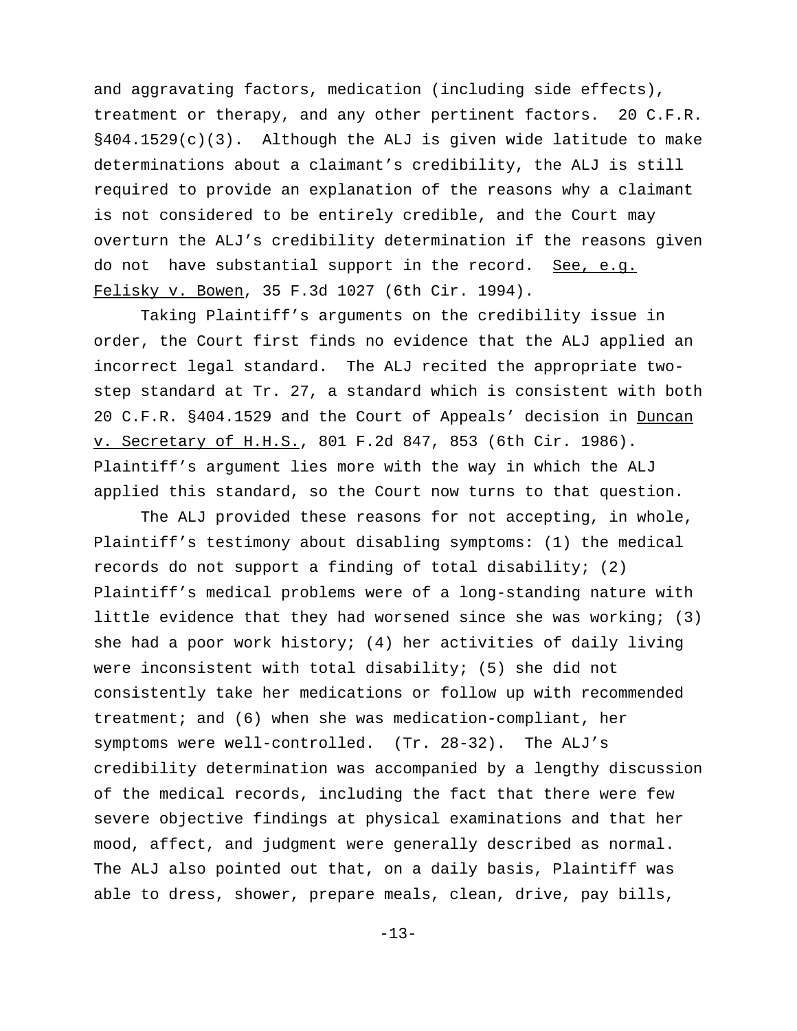and aggravating factors, medication (including side effects), treatment or therapy, and any other pertinent factors. 20 C.F.R. §404.1529(c)(3). Although the ALJ is given wide latitude to make determinations about a claimant's credibility, the ALJ is still required to provide an explanation of the reasons why a claimant is not considered to be entirely credible, and the Court may overturn the ALJ's credibility determination if the reasons given do not have substantial support in the record. See, e.g. Felisky v. Bowen, 35 F.3d 1027 (6th Cir. 1994).

Taking Plaintiff's arguments on the credibility issue in order, the Court first finds no evidence that the ALJ applied an incorrect legal standard. The ALJ recited the appropriate two-step standard at Tr. 27, a standard which is consistent with both 20 C.F.R. §404.1529 and the Court of Appeals' decision in Duncan v. Secretary of H.H.S., 801 F.2d 847, 853 (6th Cir. 1986). Plaintiff's argument lies more with the way in which the ALJ applied this standard, so the Court now turns to that question.

The ALJ provided these reasons for not accepting, in whole, Plaintiff's testimony about disabling symptoms: (1) the medical records do not support a finding of total disability; (2) Plaintiff's medical problems were of a long-standing nature with little evidence that they had worsened since she was working; (3) she had a poor work history; (4) her activities of daily living were inconsistent with total disability; (5) she did not consistently take her medications or follow up with recommended treatment; and (6) when she was medication-compliant, her symptoms were well-controlled. (Tr. 28-32). The ALJ's credibility determination was accompanied by a lengthy discussion of the medical records, including the fact that there were few severe objective findings at physical examinations and that her mood, affect, and judgment were generally described as normal. The ALJ also pointed out that, on a daily basis, Plaintiff was able to dress, shower, prepare meals, clean, drive, pay bills,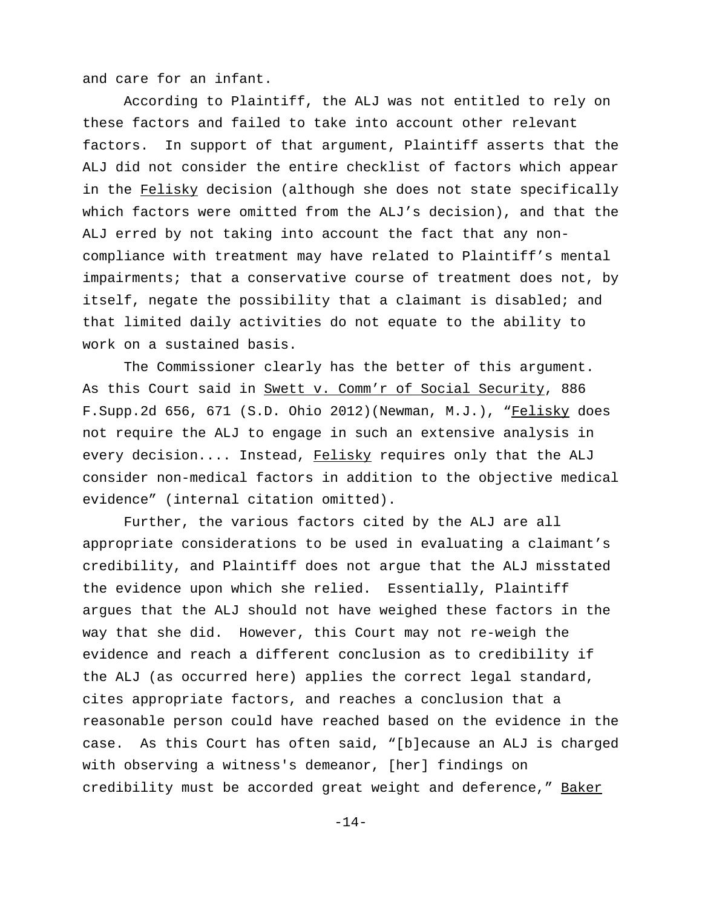and care for an infant.

According to Plaintiff, the ALJ was not entitled to rely on these factors and failed to take into account other relevant factors. In support of that argument, Plaintiff asserts that the ALJ did not consider the entire checklist of factors which appear in the Felisky decision (although she does not state specifically which factors were omitted from the ALJ's decision), and that the ALJ erred by not taking into account the fact that any non-compliance with treatment may have related to Plaintiff's mental impairments; that a conservative course of treatment does not, by itself, negate the possibility that a claimant is disabled; and that limited daily activities do not equate to the ability to work on a sustained basis.

The Commissioner clearly has the better of this argument. As this Court said in Swett v. Comm'r of Social Security, 886 F.Supp.2d 656, 671 (S.D. Ohio 2012)(Newman, M.J.), "Felisky does not require the ALJ to engage in such an extensive analysis in every decision.... Instead, Felisky requires only that the ALJ consider non-medical factors in addition to the objective medical evidence" (internal citation omitted).

Further, the various factors cited by the ALJ are all appropriate considerations to be used in evaluating a claimant's credibility, and Plaintiff does not argue that the ALJ misstated the evidence upon which she relied. Essentially, Plaintiff argues that the ALJ should not have weighed these factors in the way that she did. However, this Court may not re-weigh the evidence and reach a different conclusion as to credibility if the ALJ (as occurred here) applies the correct legal standard, cites appropriate factors, and reaches a conclusion that a reasonable person could have reached based on the evidence in the case. As this Court has often said, "[b]ecause an ALJ is charged with observing a witness's demeanor, [her] findings on credibility must be accorded great weight and deference," Baker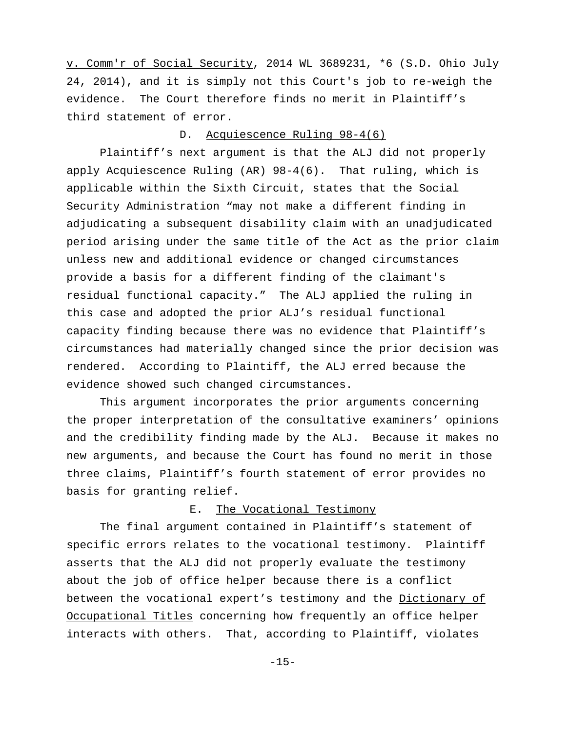v. Comm'r of Social Security, 2014 WL 3689231, *6 (S.D. Ohio July 24, 2014), and it is simply not this Court's job to re-weigh the evidence. The Court therefore finds no merit in Plaintiff's third statement of error.

### D. Acquiescence Ruling 98-4(6)

Plaintiff's next argument is that the ALJ did not properly apply Acquiescence Ruling (AR) 98-4(6). That ruling, which is applicable within the Sixth Circuit, states that the Social Security Administration "may not make a different finding in adjudicating a subsequent disability claim with an unadjudicated period arising under the same title of the Act as the prior claim unless new and additional evidence or changed circumstances provide a basis for a different finding of the claimant's residual functional capacity." The ALJ applied the ruling in this case and adopted the prior ALJ's residual functional capacity finding because there was no evidence that Plaintiff's circumstances had materially changed since the prior decision was rendered. According to Plaintiff, the ALJ erred because the evidence showed such changed circumstances.

This argument incorporates the prior arguments concerning the proper interpretation of the consultative examiners' opinions and the credibility finding made by the ALJ. Because it makes no new arguments, and because the Court has found no merit in those three claims, Plaintiff's fourth statement of error provides no basis for granting relief.

### E. The Vocational Testimony

The final argument contained in Plaintiff's statement of specific errors relates to the vocational testimony. Plaintiff asserts that the ALJ did not properly evaluate the testimony about the job of office helper because there is a conflict between the vocational expert's testimony and the Dictionary of Occupational Titles concerning how frequently an office helper interacts with others. That, according to Plaintiff, violates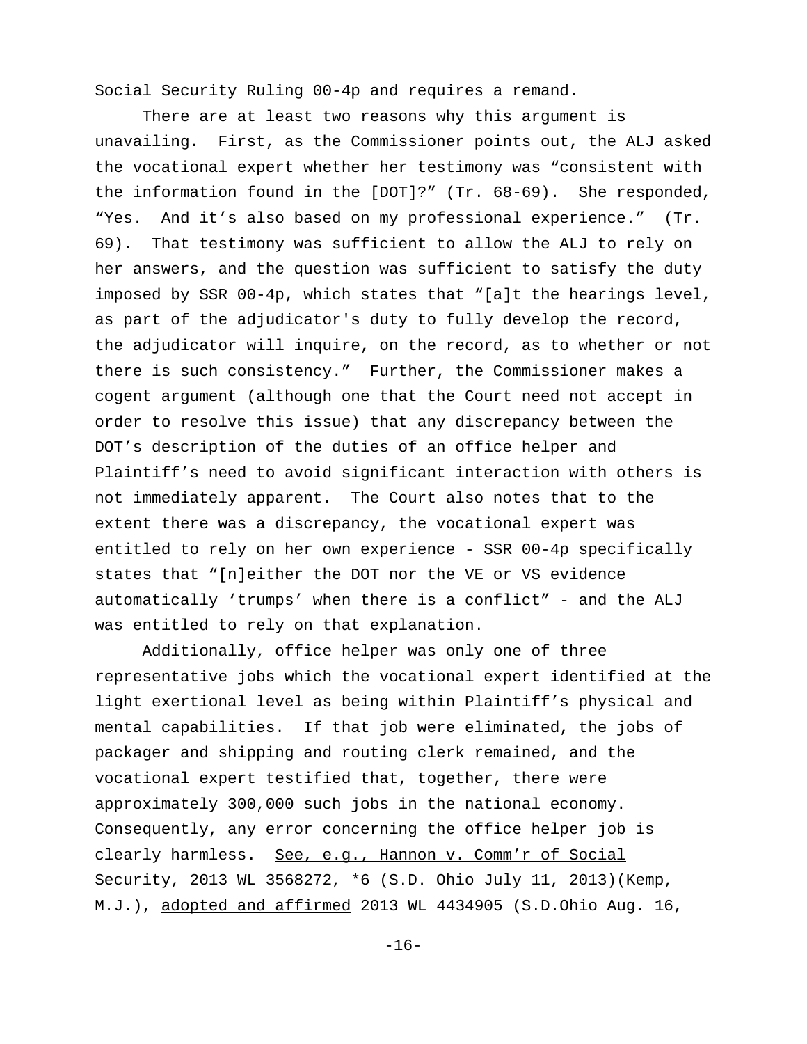Social Security Ruling 00-4p and requires a remand.

There are at least two reasons why this argument is unavailing. First, as the Commissioner points out, the ALJ asked the vocational expert whether her testimony was "consistent with the information found in the [DOT]?" (Tr. 68-69). She responded, "Yes. And it's also based on my professional experience." (Tr. 69). That testimony was sufficient to allow the ALJ to rely on her answers, and the question was sufficient to satisfy the duty imposed by SSR 00-4p, which states that "[a]t the hearings level, as part of the adjudicator's duty to fully develop the record, the adjudicator will inquire, on the record, as to whether or not there is such consistency." Further, the Commissioner makes a cogent argument (although one that the Court need not accept in order to resolve this issue) that any discrepancy between the DOT's description of the duties of an office helper and Plaintiff's need to avoid significant interaction with others is not immediately apparent. The Court also notes that to the extent there was a discrepancy, the vocational expert was entitled to rely on her own experience - SSR 00-4p specifically states that "[n]either the DOT nor the VE or VS evidence automatically 'trumps' when there is a conflict" - and the ALJ was entitled to rely on that explanation.

Additionally, office helper was only one of three representative jobs which the vocational expert identified at the light exertional level as being within Plaintiff's physical and mental capabilities. If that job were eliminated, the jobs of packager and shipping and routing clerk remained, and the vocational expert testified that, together, there were approximately 300,000 such jobs in the national economy. Consequently, any error concerning the office helper job is clearly harmless. <u>See, e.g., Hannon v. Comm'r of Social Security</u>, 2013 WL 3568272, *6 (S.D. Ohio July 11, 2013)(Kemp, M.J.), <u>adopted and affirmed</u> 2013 WL 4434905 (S.D.Ohio Aug. 16,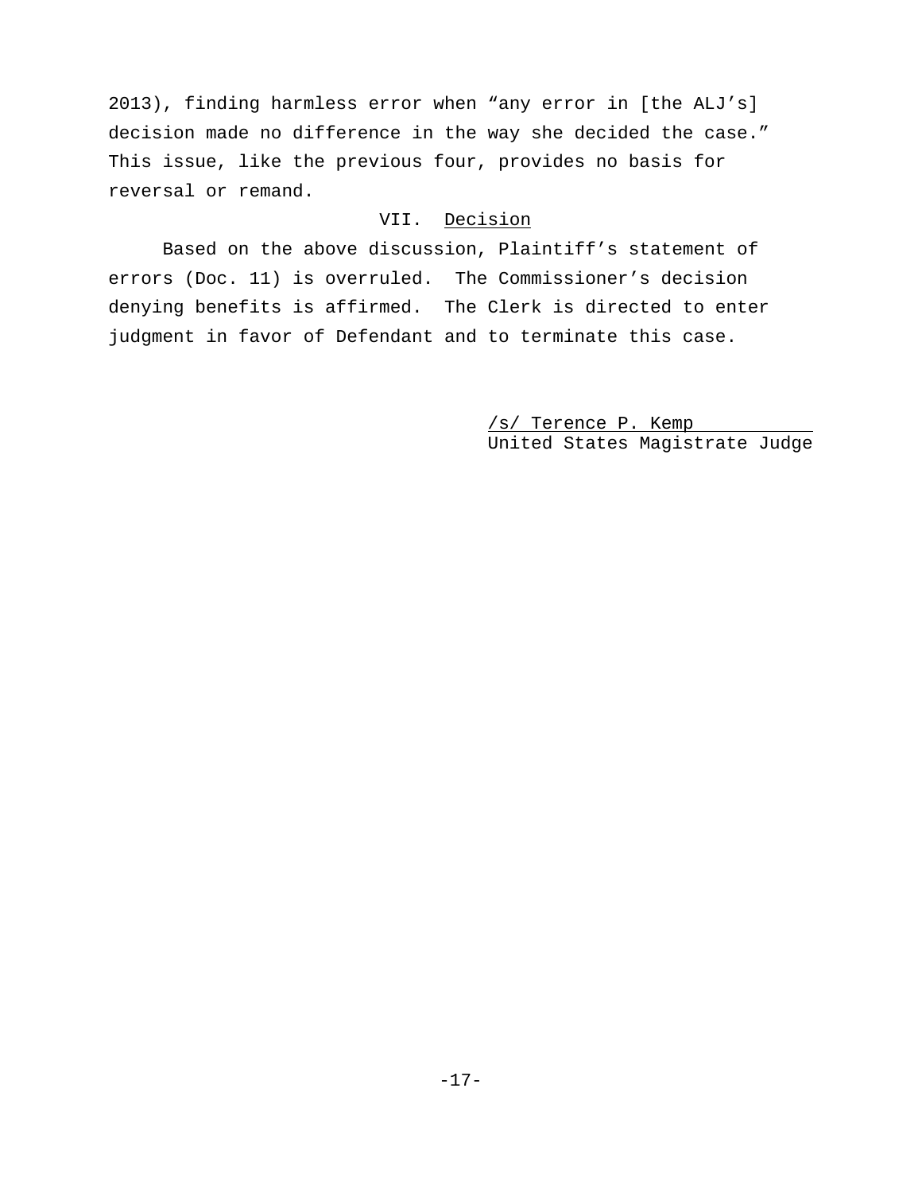2013), finding harmless error when “any error in [the ALJ’s] decision made no difference in the way she decided the case.” This issue, like the previous four, provides no basis for reversal or remand.

## VII. Decision

Based on the above discussion, Plaintiff’s statement of errors (Doc. 11) is overruled. The Commissioner’s decision denying benefits is affirmed. The Clerk is directed to enter judgment in favor of Defendant and to terminate this case.

/s/ Terence P. Kemp
United States Magistrate Judge